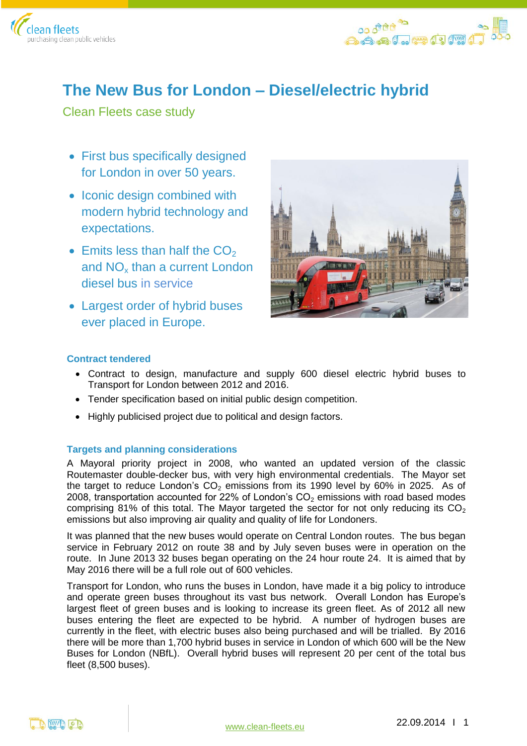# The New Bus for London – Diesel/electric hybrid

Clean Fleets case study

- First bus specifically designed for London in over 50 years.
- Iconic design combined with modern hybrid technology and expectations.
- Emits less than half the $CO_2$ and $NO_x$ than a current London diesel bus in service
- Largest order of hybrid buses ever placed in Europe.

### Contract tendered

- Contract to design, manufacture and supply 600 diesel electric hybrid buses to Transport for London between 2012 and 2016.
- Tender specification based on initial public design competition.
- Highly publicised project due to political and design factors.

### Targets and planning considerations

A Mayoral priority project in 2008, who wanted an updated version of the classic Routemaster double-decker bus, with very high environmental credentials. The Mayor set the target to reduce London's $CO_2$ emissions from its 1990 level by 60% in 2025. As of 2008, transportation accounted for 22% of London's $CO_2$ emissions with road based modes comprising 81% of this total. The Mayor targeted the sector for not only reducing its $CO_2$ emissions but also improving air quality and quality of life for Londoners.

It was planned that the new buses would operate on Central London routes. The bus began service in February 2012 on route 38 and by July seven buses were in operation on the route. In June 2013 32 buses began operating on the 24 hour route 24. It is aimed that by May 2016 there will be a full role out of 600 vehicles.

Transport for London, who runs the buses in London, have made it a big policy to introduce and operate green buses throughout its vast bus network. Overall London has Europe's largest fleet of green buses and is looking to increase its green fleet. As of 2012 all new buses entering the fleet are expected to be hybrid. A number of hydrogen buses are currently in the fleet, with electric buses also being purchased and will be trialled. By 2016 there will be more than 1,700 hybrid buses in service in London of which 600 will be the New Buses for London (NBfL). Overall hybrid buses will represent 20 per cent of the total bus fleet (8,500 buses).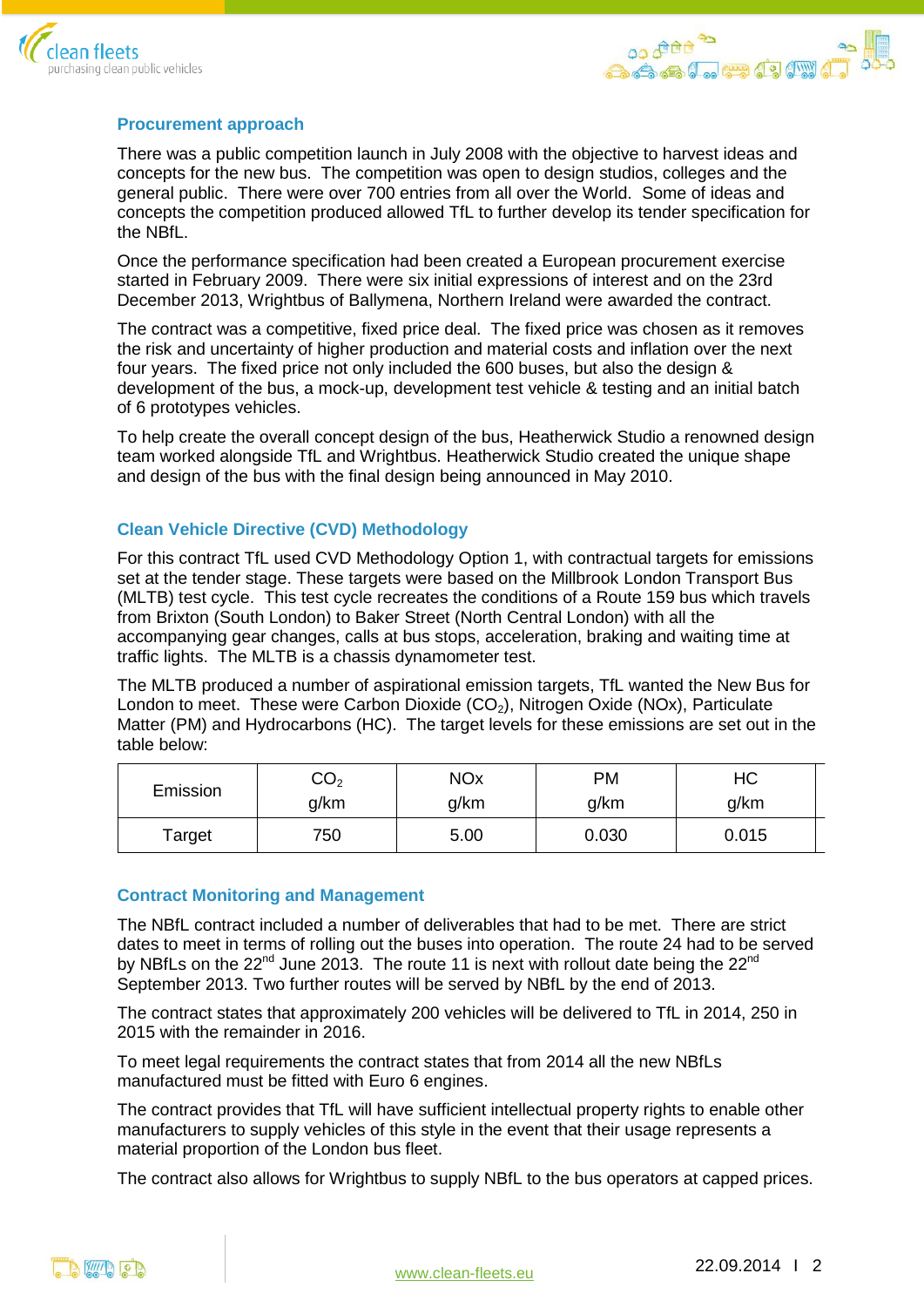## Procurement approach

There was a public competition launch in July 2008 with the objective to harvest ideas and concepts for the new bus. The competition was open to design studios, colleges and the general public. There were over 700 entries from all over the World. Some of ideas and concepts the competition produced allowed TfL to further develop its tender specification for the NBfL.

Once the performance specification had been created a European procurement exercise started in February 2009. There were six initial expressions of interest and on the 23rd December 2013, Wrightbus of Ballymena, Northern Ireland were awarded the contract.

The contract was a competitive, fixed price deal. The fixed price was chosen as it removes the risk and uncertainty of higher production and material costs and inflation over the next four years. The fixed price not only included the 600 buses, but also the design & development of the bus, a mock-up, development test vehicle & testing and an initial batch of 6 prototypes vehicles.

To help create the overall concept design of the bus, Heatherwick Studio a renowned design team worked alongside TfL and Wrightbus. Heatherwick Studio created the unique shape and design of the bus with the final design being announced in May 2010.

## Clean Vehicle Directive (CVD) Methodology

For this contract TfL used CVD Methodology Option 1, with contractual targets for emissions set at the tender stage. These targets were based on the Millbrook London Transport Bus (MLTB) test cycle. This test cycle recreates the conditions of a Route 159 bus which travels from Brixton (South London) to Baker Street (North Central London) with all the accompanying gear changes, calls at bus stops, acceleration, braking and waiting time at traffic lights. The MLTB is a chassis dynamometer test.

The MLTB produced a number of aspirational emission targets, TfL wanted the New Bus for London to meet. These were Carbon Dioxide ($CO_2$), Nitrogen Oxide (NOx), Particulate Matter (PM) and Hydrocarbons (HC). The target levels for these emissions are set out in the table below:

| Emission | $CO_2$ g/km | NOx g/km | PM g/km | HC g/km |
|---|---|---|---|---|
| Target | 750 | 5.00 | 0.030 | 0.015 |

## Contract Monitoring and Management

The NBfL contract included a number of deliverables that had to be met. There are strict dates to meet in terms of rolling out the buses into operation. The route 24 had to be served by NBfLs on the 22nd June 2013. The route 11 is next with rollout date being the 22nd September 2013. Two further routes will be served by NBfL by the end of 2013.

The contract states that approximately 200 vehicles will be delivered to TfL in 2014, 250 in 2015 with the remainder in 2016.

To meet legal requirements the contract states that from 2014 all the new NBfLs manufactured must be fitted with Euro 6 engines.

The contract provides that TfL will have sufficient intellectual property rights to enable other manufacturers to supply vehicles of this style in the event that their usage represents a material proportion of the London bus fleet.

The contract also allows for Wrightbus to supply NBfL to the bus operators at capped prices.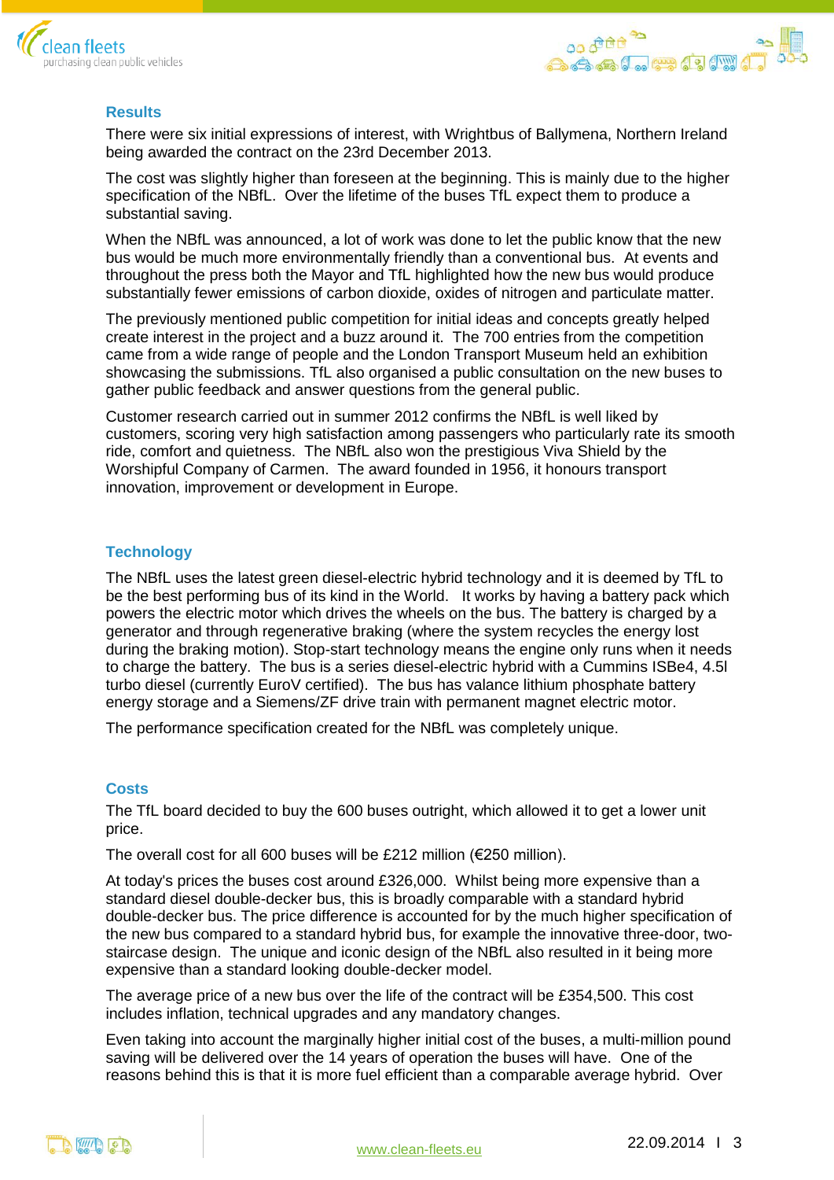## Results

There were six initial expressions of interest, with Wrightbus of Ballymena, Northern Ireland being awarded the contract on the 23rd December 2013.

The cost was slightly higher than foreseen at the beginning. This is mainly due to the higher specification of the NBfL. Over the lifetime of the buses TfL expect them to produce a substantial saving.

When the NBfL was announced, a lot of work was done to let the public know that the new bus would be much more environmentally friendly than a conventional bus. At events and throughout the press both the Mayor and TfL highlighted how the new bus would produce substantially fewer emissions of carbon dioxide, oxides of nitrogen and particulate matter.

The previously mentioned public competition for initial ideas and concepts greatly helped create interest in the project and a buzz around it. The 700 entries from the competition came from a wide range of people and the London Transport Museum held an exhibition showcasing the submissions. TfL also organised a public consultation on the new buses to gather public feedback and answer questions from the general public.

Customer research carried out in summer 2012 confirms the NBfL is well liked by customers, scoring very high satisfaction among passengers who particularly rate its smooth ride, comfort and quietness. The NBfL also won the prestigious Viva Shield by the Worshipful Company of Carmen. The award founded in 1956, it honours transport innovation, improvement or development in Europe.

## Technology

The NBfL uses the latest green diesel-electric hybrid technology and it is deemed by TfL to be the best performing bus of its kind in the World. It works by having a battery pack which powers the electric motor which drives the wheels on the bus. The battery is charged by a generator and through regenerative braking (where the system recycles the energy lost during the braking motion). Stop-start technology means the engine only runs when it needs to charge the battery. The bus is a series diesel-electric hybrid with a Cummins ISBe4, 4.5l turbo diesel (currently EuroV certified). The bus has valance lithium phosphate battery energy storage and a Siemens/ZF drive train with permanent magnet electric motor.

The performance specification created for the NBfL was completely unique.

## Costs

The TfL board decided to buy the 600 buses outright, which allowed it to get a lower unit price.

The overall cost for all 600 buses will be £212 million (€250 million).

At today's prices the buses cost around £326,000. Whilst being more expensive than a standard diesel double-decker bus, this is broadly comparable with a standard hybrid double-decker bus. The price difference is accounted for by the much higher specification of the new bus compared to a standard hybrid bus, for example the innovative three-door, two-staircase design. The unique and iconic design of the NBfL also resulted in it being more expensive than a standard looking double-decker model.

The average price of a new bus over the life of the contract will be £354,500. This cost includes inflation, technical upgrades and any mandatory changes.

Even taking into account the marginally higher initial cost of the buses, a multi-million pound saving will be delivered over the 14 years of operation the buses will have. One of the reasons behind this is that it is more fuel efficient than a comparable average hybrid. Over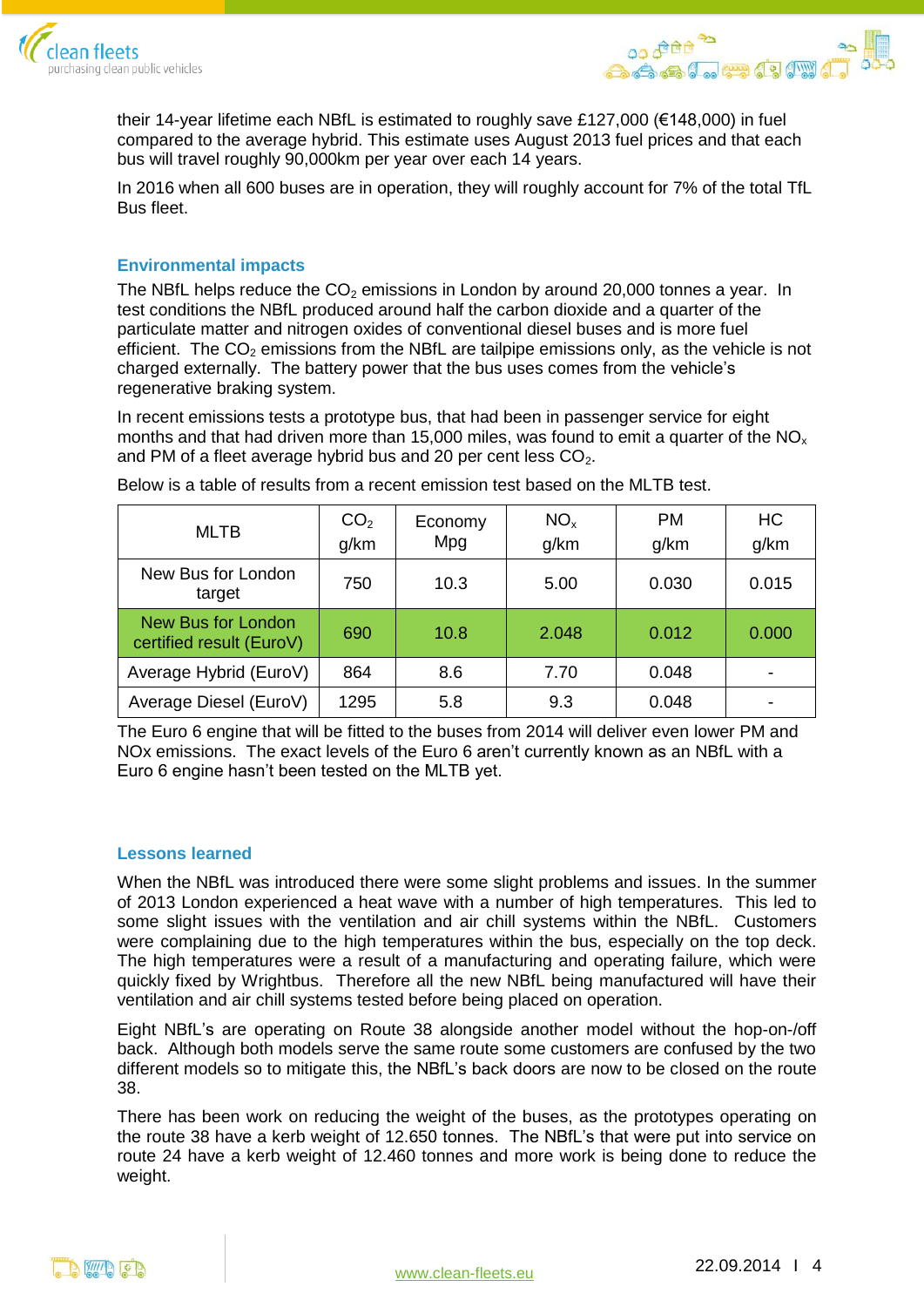their 14-year lifetime each NBfL is estimated to roughly save £127,000 (€148,000) in fuel compared to the average hybrid. This estimate uses August 2013 fuel prices and that each bus will travel roughly 90,000km per year over each 14 years.

In 2016 when all 600 buses are in operation, they will roughly account for 7% of the total TfL Bus fleet.

## Environmental impacts

The NBfL helps reduce the $CO_2$ emissions in London by around 20,000 tonnes a year. In test conditions the NBfL produced around half the carbon dioxide and a quarter of the particulate matter and nitrogen oxides of conventional diesel buses and is more fuel efficient. The $CO_2$ emissions from the NBfL are tailpipe emissions only, as the vehicle is not charged externally. The battery power that the bus uses comes from the vehicle's regenerative braking system.

In recent emissions tests a prototype bus, that had been in passenger service for eight months and that had driven more than 15,000 miles, was found to emit a quarter of the $NO_x$ and PM of a fleet average hybrid bus and 20 per cent less $CO_2$.

Below is a table of results from a recent emission test based on the MLTB test.

| MLTB | $CO_2$ g/km | Economy Mpg | $NO_x$ g/km | PM g/km | HC g/km |
|---|---|---|---|---|---|
| New Bus for London target | 750 | 10.3 | 5.00 | 0.030 | 0.015 |
| New Bus for London certified result (EuroV) | 690 | 10.8 | 2.048 | 0.012 | 0.000 |
| Average Hybrid (EuroV) | 864 | 8.6 | 7.70 | 0.048 | - |
| Average Diesel (EuroV) | 1295 | 5.8 | 9.3 | 0.048 | - |

The Euro 6 engine that will be fitted to the buses from 2014 will deliver even lower PM and NOx emissions. The exact levels of the Euro 6 aren't currently known as an NBfL with a Euro 6 engine hasn't been tested on the MLTB yet.

## Lessons learned

When the NBfL was introduced there were some slight problems and issues. In the summer of 2013 London experienced a heat wave with a number of high temperatures. This led to some slight issues with the ventilation and air chill systems within the NBfL. Customers were complaining due to the high temperatures within the bus, especially on the top deck. The high temperatures were a result of a manufacturing and operating failure, which were quickly fixed by Wrightbus. Therefore all the new NBfL being manufactured will have their ventilation and air chill systems tested before being placed on operation.

Eight NBfL's are operating on Route 38 alongside another model without the hop-on-/off back. Although both models serve the same route some customers are confused by the two different models so to mitigate this, the NBfL's back doors are now to be closed on the route 38.

There has been work on reducing the weight of the buses, as the prototypes operating on the route 38 have a kerb weight of 12.650 tonnes. The NBfL's that were put into service on route 24 have a kerb weight of 12.460 tonnes and more work is being done to reduce the weight.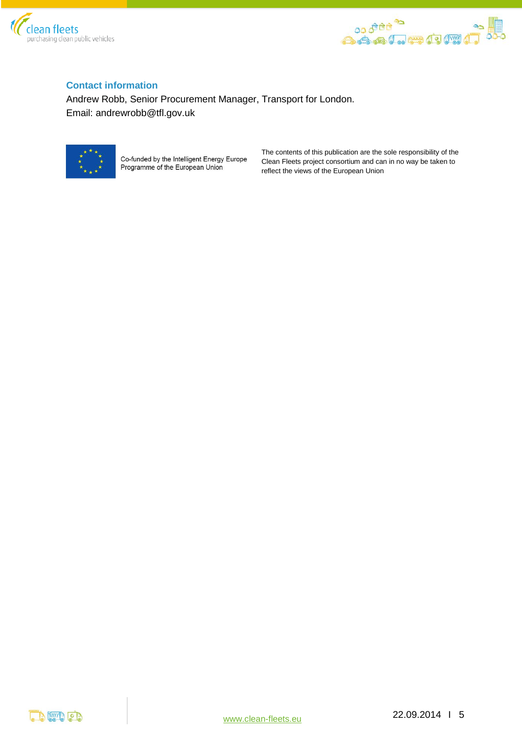### Contact information

Andrew Robb, Senior Procurement Manager, Transport for London.
Email: andrewrobb@tfl.gov.uk

Co-funded by the Intelligent Energy Europe Programme of the European Union

The contents of this publication are the sole responsibility of the Clean Fleets project consortium and can in no way be taken to reflect the views of the European Union